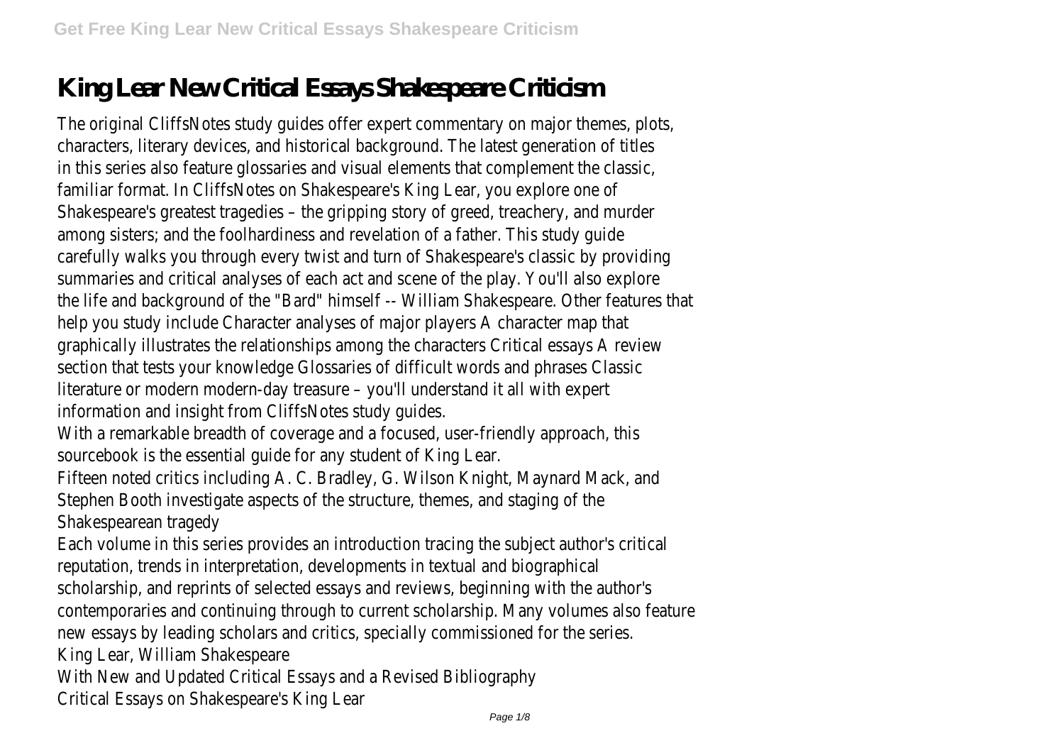# King Lear New Critical Essays Shakespeare Criticism

The original CliffsNotes study guides offer expert commentary on major themes, plots, characters, literary devices, and historical background. The latest generation of titles in this series also feature glossaries and visual elements that complement the classic, familiar format. In CliffsNotes on Shakespeare's King Lear, you explore one of Shakespeare's greatest tragedies – the gripping story of greed, treachery, and murder among sisters; and the foolhardiness and revelation of a father. This study guide carefully walks you through every twist and turn of Shakespeare's classic by providing summaries and critical analyses of each act and scene of the play. You'll also explore the life and background of the "Bard" himself -- William Shakespeare. Other features that help you study include Character analyses of major players A character map that graphically illustrates the relationships among the characters Critical essays A review section that tests your knowledge Glossaries of difficult words and phrases Classic literature or modern modern-day treasure – you'll understand it all with expert information and insight from CliffsNotes study guides.

With a remarkable breadth of coverage and a focused, user-friendly approach, this sourcebook is the essential guide for any student of King Lear.

Fifteen noted critics including A. C. Bradley, G. Wilson Knight, Maynard Mack, and Stephen Booth investigate aspects of the structure, themes, and staging of the Shakespearean tragedy

Each volume in this series provides an introduction tracing the subject author's critical reputation, trends in interpretation, developments in textual and biographical scholarship, and reprints of selected essays and reviews, beginning with the author's contemporaries and continuing through to current scholarship. Many volumes also feature new essays by leading scholars and critics, specially commissioned for the series.

King Lear, William Shakespeare

With New and Updated Critical Essays and a Revised Bibliography

Critical Essays on Shakespeare's King Lear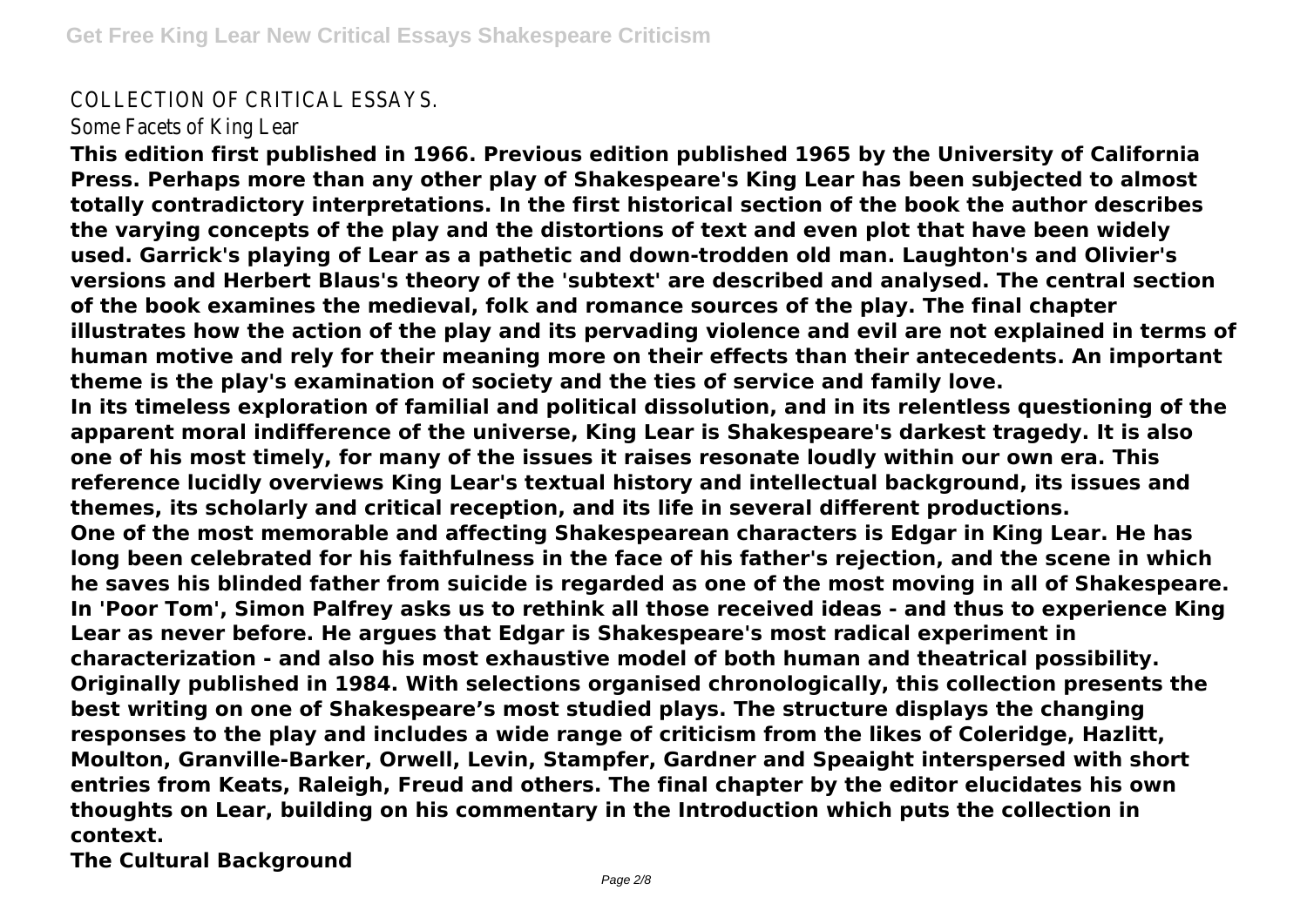COLLECTION OF CRITICAL ESSAYS.

Some Facets of King Lear

**This edition first published in 1966. Previous edition published 1965 by the University of California Press. Perhaps more than any other play of Shakespeare's King Lear has been subjected to almost totally contradictory interpretations. In the first historical section of the book the author describes the varying concepts of the play and the distortions of text and even plot that have been widely used. Garrick's playing of Lear as a pathetic and down-trodden old man. Laughton's and Olivier's versions and Herbert Blaus's theory of the 'subtext' are described and analysed. The central section of the book examines the medieval, folk and romance sources of the play. The final chapter illustrates how the action of the play and its pervading violence and evil are not explained in terms of human motive and rely for their meaning more on their effects than their antecedents. An important theme is the play's examination of society and the ties of service and family love.**

**In its timeless exploration of familial and political dissolution, and in its relentless questioning of the apparent moral indifference of the universe, King Lear is Shakespeare's darkest tragedy. It is also one of his most timely, for many of the issues it raises resonate loudly within our own era. This reference lucidly overviews King Lear's textual history and intellectual background, its issues and themes, its scholarly and critical reception, and its life in several different productions.**

**One of the most memorable and affecting Shakespearean characters is Edgar in King Lear. He has long been celebrated for his faithfulness in the face of his father's rejection, and the scene in which he saves his blinded father from suicide is regarded as one of the most moving in all of Shakespeare. In 'Poor Tom', Simon Palfrey asks us to rethink all those received ideas - and thus to experience King Lear as never before. He argues that Edgar is Shakespeare's most radical experiment in characterization - and also his most exhaustive model of both human and theatrical possibility.**

**Originally published in 1984. With selections organised chronologically, this collection presents the best writing on one of Shakespeare's most studied plays. The structure displays the changing responses to the play and includes a wide range of criticism from the likes of Coleridge, Hazlitt, Moulton, Granville-Barker, Orwell, Levin, Stampfer, Gardner and Speaight interspersed with short entries from Keats, Raleigh, Freud and others. The final chapter by the editor elucidates his own thoughts on Lear, building on his commentary in the Introduction which puts the collection in context.**

**The Cultural Background**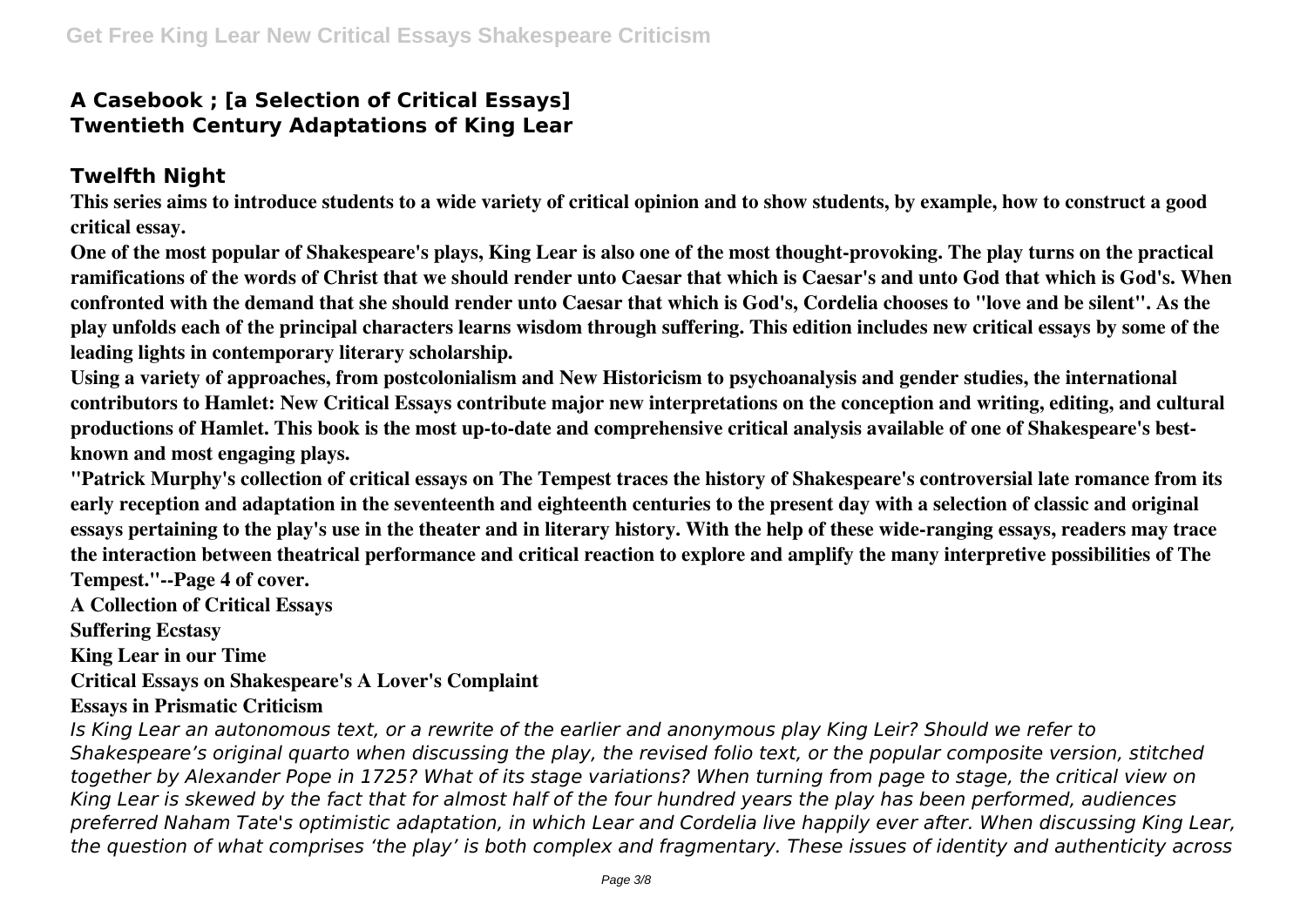## A Casebook ; [a Selection of Critical Essays]
## Twentieth Century Adaptations of King Lear

## Twelfth Night

**This series aims to introduce students to a wide variety of critical opinion and to show students, by example, how to construct a good critical essay.**

**One of the most popular of Shakespeare's plays, King Lear is also one of the most thought-provoking. The play turns on the practical ramifications of the words of Christ that we should render unto Caesar that which is Caesar's and unto God that which is God's. When confronted with the demand that she should render unto Caesar that which is God's, Cordelia chooses to "love and be silent". As the play unfolds each of the principal characters learns wisdom through suffering. This edition includes new critical essays by some of the leading lights in contemporary literary scholarship.**

**Using a variety of approaches, from postcolonialism and New Historicism to psychoanalysis and gender studies, the international contributors to Hamlet: New Critical Essays contribute major new interpretations on the conception and writing, editing, and cultural productions of Hamlet. This book is the most up-to-date and comprehensive critical analysis available of one of Shakespeare's best-known and most engaging plays.**

**"Patrick Murphy's collection of critical essays on The Tempest traces the history of Shakespeare's controversial late romance from its early reception and adaptation in the seventeenth and eighteenth centuries to the present day with a selection of classic and original essays pertaining to the play's use in the theater and in literary history. With the help of these wide-ranging essays, readers may trace the interaction between theatrical performance and critical reaction to explore and amplify the many interpretive possibilities of The Tempest."--Page 4 of cover.**

**A Collection of Critical Essays**

**Suffering Ecstasy**

**King Lear in our Time**

**Critical Essays on Shakespeare's A Lover's Complaint**

**Essays in Prismatic Criticism**

*Is King Lear an autonomous text, or a rewrite of the earlier and anonymous play King Leir? Should we refer to Shakespeare's original quarto when discussing the play, the revised folio text, or the popular composite version, stitched together by Alexander Pope in 1725? What of its stage variations? When turning from page to stage, the critical view on King Lear is skewed by the fact that for almost half of the four hundred years the play has been performed, audiences preferred Naham Tate's optimistic adaptation, in which Lear and Cordelia live happily ever after. When discussing King Lear, the question of what comprises 'the play' is both complex and fragmentary. These issues of identity and authenticity across*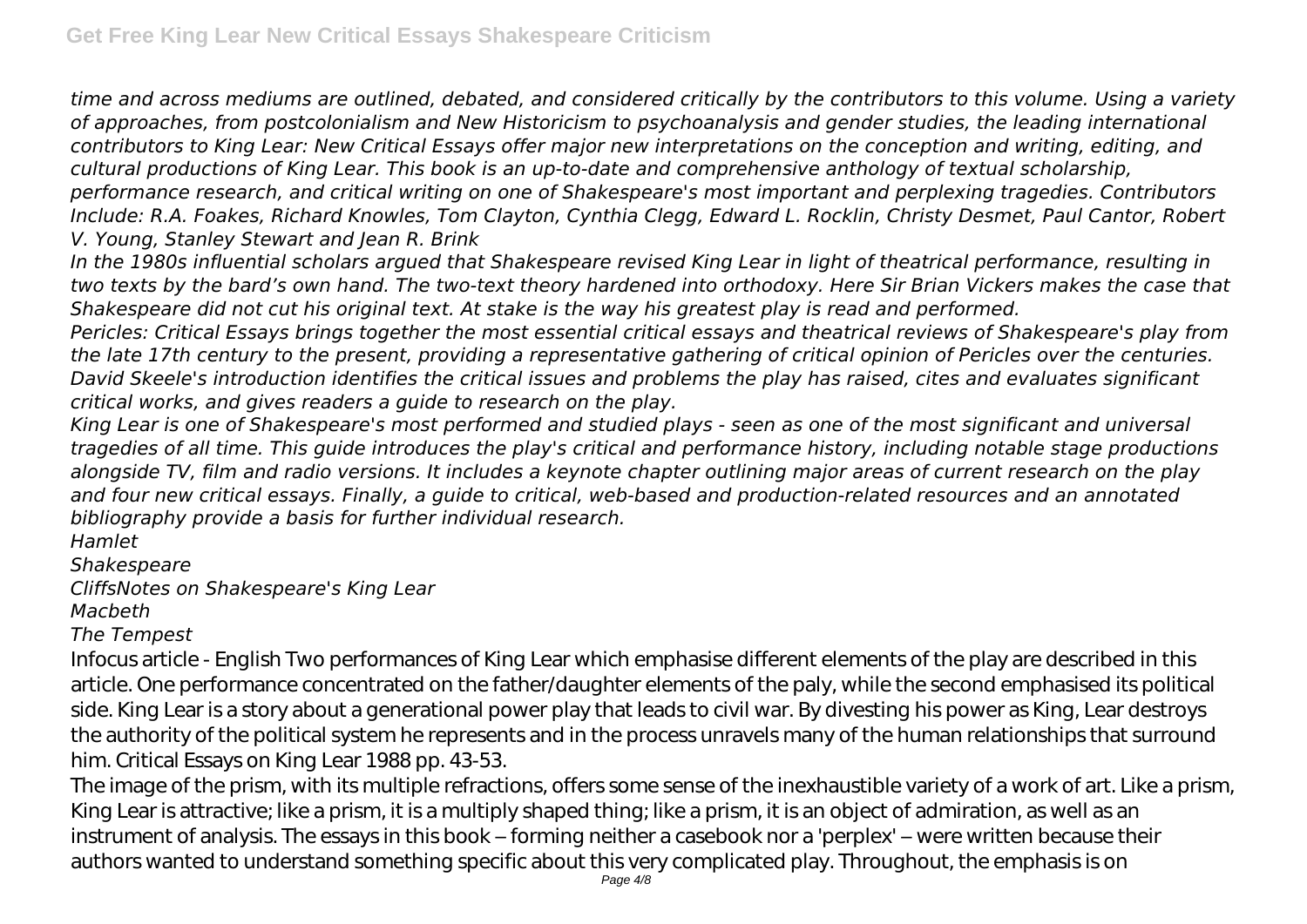*time and across mediums are outlined, debated, and considered critically by the contributors to this volume. Using a variety of approaches, from postcolonialism and New Historicism to psychoanalysis and gender studies, the leading international contributors to King Lear: New Critical Essays offer major new interpretations on the conception and writing, editing, and cultural productions of King Lear. This book is an up-to-date and comprehensive anthology of textual scholarship, performance research, and critical writing on one of Shakespeare's most important and perplexing tragedies. Contributors Include: R.A. Foakes, Richard Knowles, Tom Clayton, Cynthia Clegg, Edward L. Rocklin, Christy Desmet, Paul Cantor, Robert V. Young, Stanley Stewart and Jean R. Brink*

*In the 1980s influential scholars argued that Shakespeare revised King Lear in light of theatrical performance, resulting in two texts by the bard's own hand. The two-text theory hardened into orthodoxy. Here Sir Brian Vickers makes the case that Shakespeare did not cut his original text. At stake is the way his greatest play is read and performed.*

*Pericles: Critical Essays brings together the most essential critical essays and theatrical reviews of Shakespeare's play from the late 17th century to the present, providing a representative gathering of critical opinion of Pericles over the centuries. David Skeele's introduction identifies the critical issues and problems the play has raised, cites and evaluates significant critical works, and gives readers a guide to research on the play.*

*King Lear is one of Shakespeare's most performed and studied plays - seen as one of the most significant and universal tragedies of all time. This guide introduces the play's critical and performance history, including notable stage productions alongside TV, film and radio versions. It includes a keynote chapter outlining major areas of current research on the play and four new critical essays. Finally, a guide to critical, web-based and production-related resources and an annotated bibliography provide a basis for further individual research.*

*Hamlet*

*Shakespeare*

*CliffsNotes on Shakespeare's King Lear*

*Macbeth*

*The Tempest*

Infocus article - English Two performances of King Lear which emphasise different elements of the play are described in this article. One performance concentrated on the father/daughter elements of the paly, while the second emphasised its political side. King Lear is a story about a generational power play that leads to civil war. By divesting his power as King, Lear destroys the authority of the political system he represents and in the process unravels many of the human relationships that surround him. Critical Essays on King Lear 1988 pp. 43-53.

The image of the prism, with its multiple refractions, offers some sense of the inexhaustible variety of a work of art. Like a prism, King Lear is attractive; like a prism, it is a multiply shaped thing; like a prism, it is an object of admiration, as well as an instrument of analysis. The essays in this book – forming neither a casebook nor a 'perplex' – were written because their authors wanted to understand something specific about this very complicated play. Throughout, the emphasis is on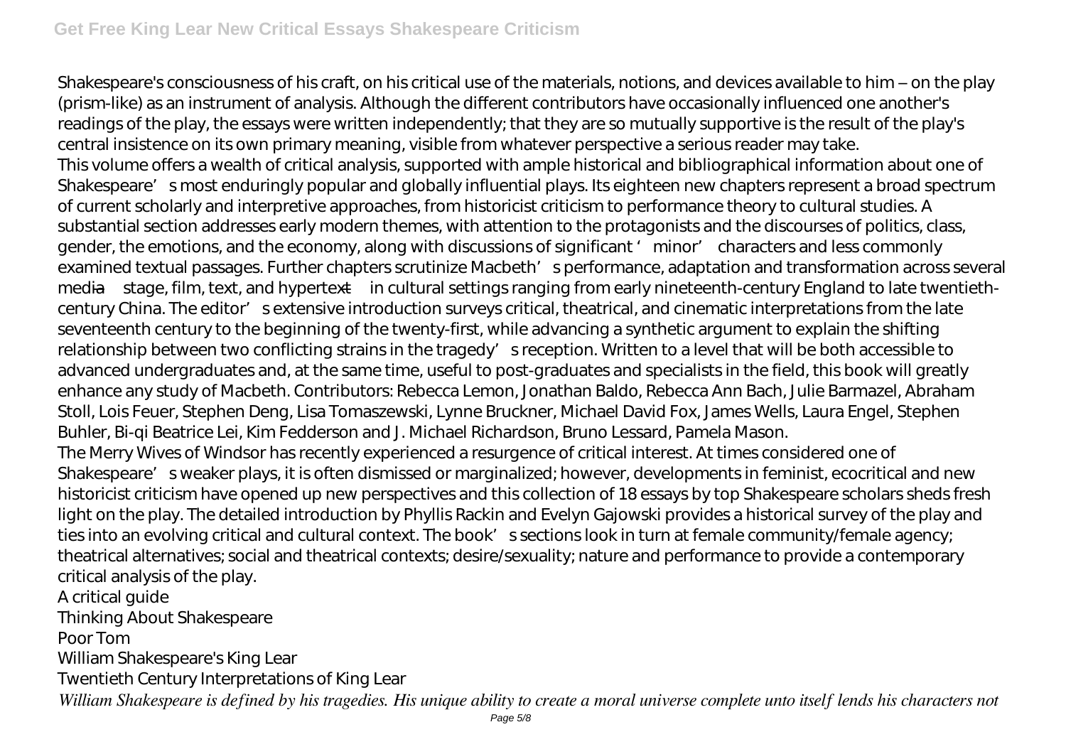Shakespeare's consciousness of his craft, on his critical use of the materials, notions, and devices available to him – on the play (prism-like) as an instrument of analysis. Although the different contributors have occasionally influenced one another's readings of the play, the essays were written independently; that they are so mutually supportive is the result of the play's central insistence on its own primary meaning, visible from whatever perspective a serious reader may take.

This volume offers a wealth of critical analysis, supported with ample historical and bibliographical information about one of Shakespeare's most enduringly popular and globally influential plays. Its eighteen new chapters represent a broad spectrum of current scholarly and interpretive approaches, from historicist criticism to performance theory to cultural studies. A substantial section addresses early modern themes, with attention to the protagonists and the discourses of politics, class, gender, the emotions, and the economy, along with discussions of significant 'minor' characters and less commonly examined textual passages. Further chapters scrutinize Macbeth's performance, adaptation and transformation across several media—stage, film, text, and hypertext—in cultural settings ranging from early nineteenth-century England to late twentieth-century China. The editor's extensive introduction surveys critical, theatrical, and cinematic interpretations from the late seventeenth century to the beginning of the twenty-first, while advancing a synthetic argument to explain the shifting relationship between two conflicting strains in the tragedy's reception. Written to a level that will be both accessible to advanced undergraduates and, at the same time, useful to post-graduates and specialists in the field, this book will greatly enhance any study of Macbeth. Contributors: Rebecca Lemon, Jonathan Baldo, Rebecca Ann Bach, Julie Barmazel, Abraham Stoll, Lois Feuer, Stephen Deng, Lisa Tomaszewski, Lynne Bruckner, Michael David Fox, James Wells, Laura Engel, Stephen Buhler, Bi-qi Beatrice Lei, Kim Fedderson and J. Michael Richardson, Bruno Lessard, Pamela Mason.

The Merry Wives of Windsor has recently experienced a resurgence of critical interest. At times considered one of Shakespeare's weaker plays, it is often dismissed or marginalized; however, developments in feminist, ecocritical and new historicist criticism have opened up new perspectives and this collection of 18 essays by top Shakespeare scholars sheds fresh light on the play. The detailed introduction by Phyllis Rackin and Evelyn Gajowski provides a historical survey of the play and ties into an evolving critical and cultural context. The book's sections look in turn at female community/female agency; theatrical alternatives; social and theatrical contexts; desire/sexuality; nature and performance to provide a contemporary critical analysis of the play.

A critical guide

Thinking About Shakespeare

Poor Tom

William Shakespeare's King Lear

Twentieth Century Interpretations of King Lear

*William Shakespeare is defined by his tragedies. His unique ability to create a moral universe complete unto itself lends his characters not*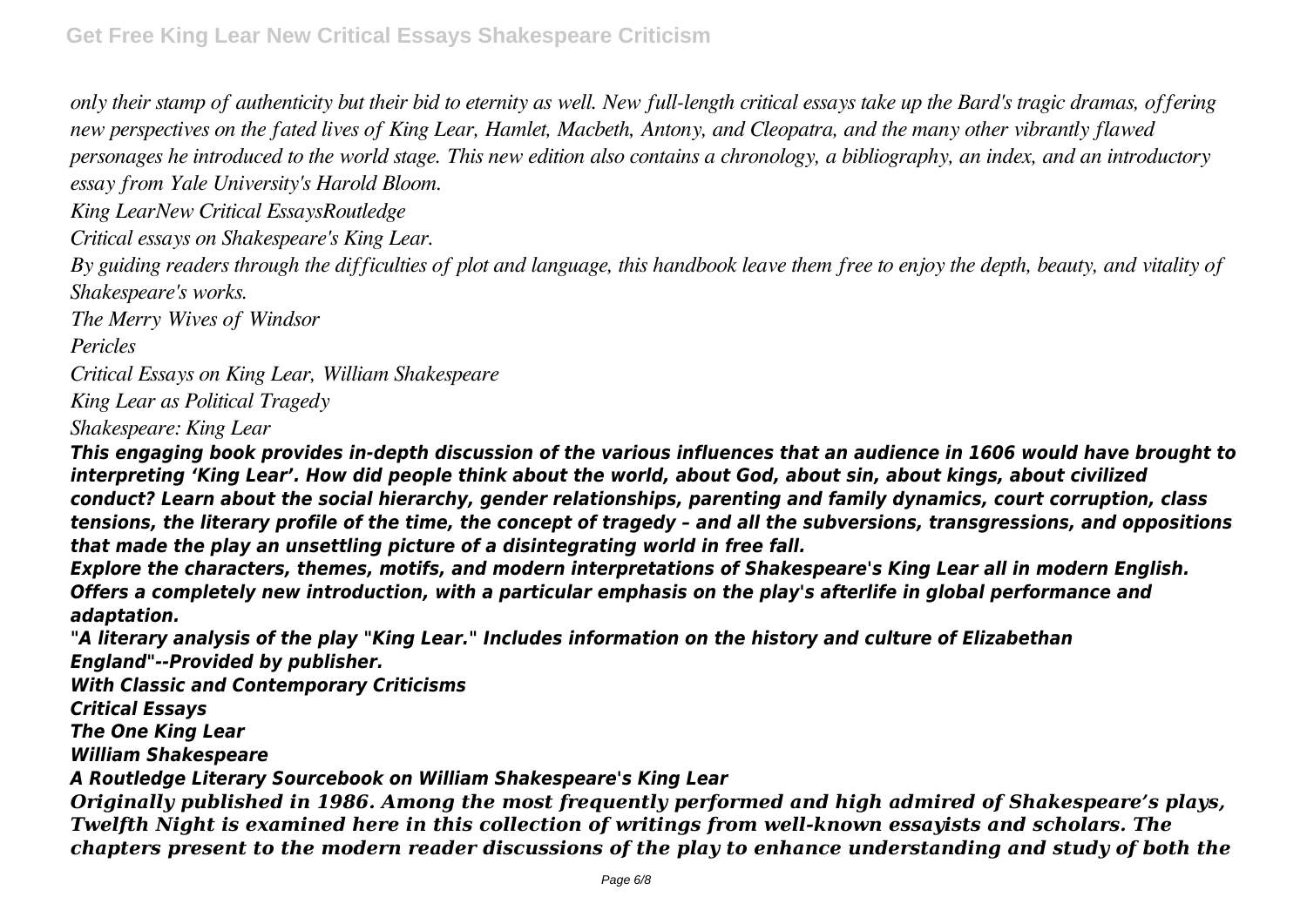*only their stamp of authenticity but their bid to eternity as well. New full-length critical essays take up the Bard's tragic dramas, offering new perspectives on the fated lives of King Lear, Hamlet, Macbeth, Antony, and Cleopatra, and the many other vibrantly flawed personages he introduced to the world stage. This new edition also contains a chronology, a bibliography, an index, and an introductory essay from Yale University's Harold Bloom.*

*King LearNew Critical EssaysRoutledge*

*Critical essays on Shakespeare's King Lear.*

*By guiding readers through the difficulties of plot and language, this handbook leave them free to enjoy the depth, beauty, and vitality of Shakespeare's works.*

*The Merry Wives of Windsor*

*Pericles*

*Critical Essays on King Lear, William Shakespeare*

*King Lear as Political Tragedy*

*Shakespeare: King Lear*

***This engaging book provides in-depth discussion of the various influences that an audience in 1606 would have brought to interpreting 'King Lear'. How did people think about the world, about God, about sin, about kings, about civilized conduct? Learn about the social hierarchy, gender relationships, parenting and family dynamics, court corruption, class tensions, the literary profile of the time, the concept of tragedy – and all the subversions, transgressions, and oppositions that made the play an unsettling picture of a disintegrating world in free fall.***

***Explore the characters, themes, motifs, and modern interpretations of Shakespeare's King Lear all in modern English.***

***Offers a completely new introduction, with a particular emphasis on the play's afterlife in global performance and adaptation.***

***"A literary analysis of the play "King Lear." Includes information on the history and culture of Elizabethan England"--Provided by publisher.***

***With Classic and Contemporary Criticisms***

***Critical Essays***

***The One King Lear***

***William Shakespeare***

***A Routledge Literary Sourcebook on William Shakespeare's King Lear***

***Originally published in 1986. Among the most frequently performed and high admired of Shakespeare's plays, Twelfth Night is examined here in this collection of writings from well-known essayists and scholars. The chapters present to the modern reader discussions of the play to enhance understanding and study of both the***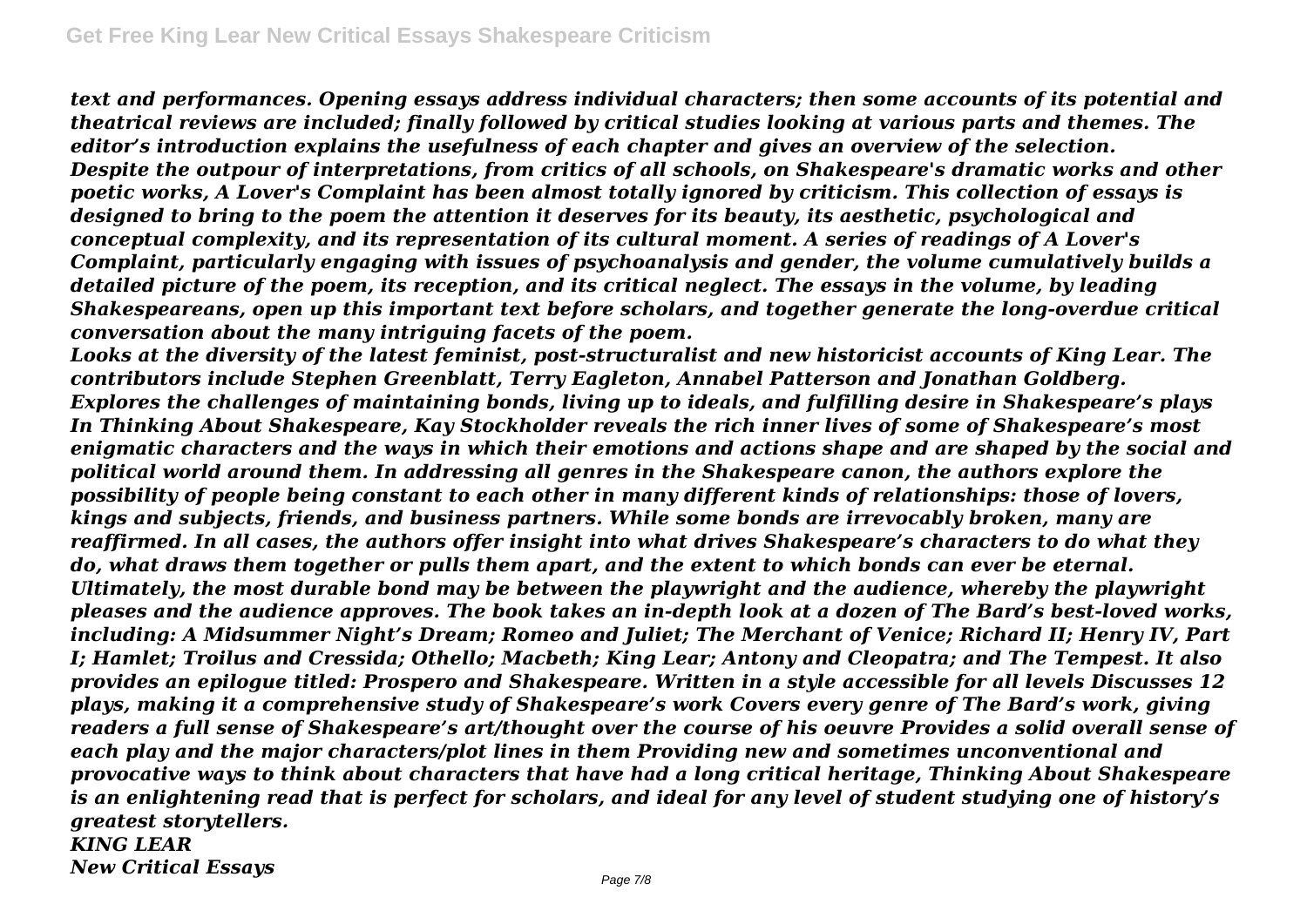*text and performances. Opening essays address individual characters; then some accounts of its potential and theatrical reviews are included; finally followed by critical studies looking at various parts and themes. The editor's introduction explains the usefulness of each chapter and gives an overview of the selection.*

*Despite the outpour of interpretations, from critics of all schools, on Shakespeare's dramatic works and other poetic works, A Lover's Complaint has been almost totally ignored by criticism. This collection of essays is designed to bring to the poem the attention it deserves for its beauty, its aesthetic, psychological and conceptual complexity, and its representation of its cultural moment. A series of readings of A Lover's Complaint, particularly engaging with issues of psychoanalysis and gender, the volume cumulatively builds a detailed picture of the poem, its reception, and its critical neglect. The essays in the volume, by leading Shakespeareans, open up this important text before scholars, and together generate the long-overdue critical conversation about the many intriguing facets of the poem.*

*Looks at the diversity of the latest feminist, post-structuralist and new historicist accounts of King Lear. The contributors include Stephen Greenblatt, Terry Eagleton, Annabel Patterson and Jonathan Goldberg.*

*Explores the challenges of maintaining bonds, living up to ideals, and fulfilling desire in Shakespeare's plays In Thinking About Shakespeare, Kay Stockholder reveals the rich inner lives of some of Shakespeare's most enigmatic characters and the ways in which their emotions and actions shape and are shaped by the social and political world around them. In addressing all genres in the Shakespeare canon, the authors explore the possibility of people being constant to each other in many different kinds of relationships: those of lovers, kings and subjects, friends, and business partners. While some bonds are irrevocably broken, many are reaffirmed. In all cases, the authors offer insight into what drives Shakespeare's characters to do what they do, what draws them together or pulls them apart, and the extent to which bonds can ever be eternal. Ultimately, the most durable bond may be between the playwright and the audience, whereby the playwright pleases and the audience approves. The book takes an in-depth look at a dozen of The Bard's best-loved works, including: A Midsummer Night's Dream; Romeo and Juliet; The Merchant of Venice; Richard II; Henry IV, Part I; Hamlet; Troilus and Cressida; Othello; Macbeth; King Lear; Antony and Cleopatra; and The Tempest. It also provides an epilogue titled: Prospero and Shakespeare. Written in a style accessible for all levels Discusses 12 plays, making it a comprehensive study of Shakespeare's work Covers every genre of The Bard's work, giving readers a full sense of Shakespeare's art/thought over the course of his oeuvre Provides a solid overall sense of each play and the major characters/plot lines in them Providing new and sometimes unconventional and provocative ways to think about characters that have had a long critical heritage, Thinking About Shakespeare is an enlightening read that is perfect for scholars, and ideal for any level of student studying one of history's greatest storytellers.*

***KING LEAR***

***New Critical Essays***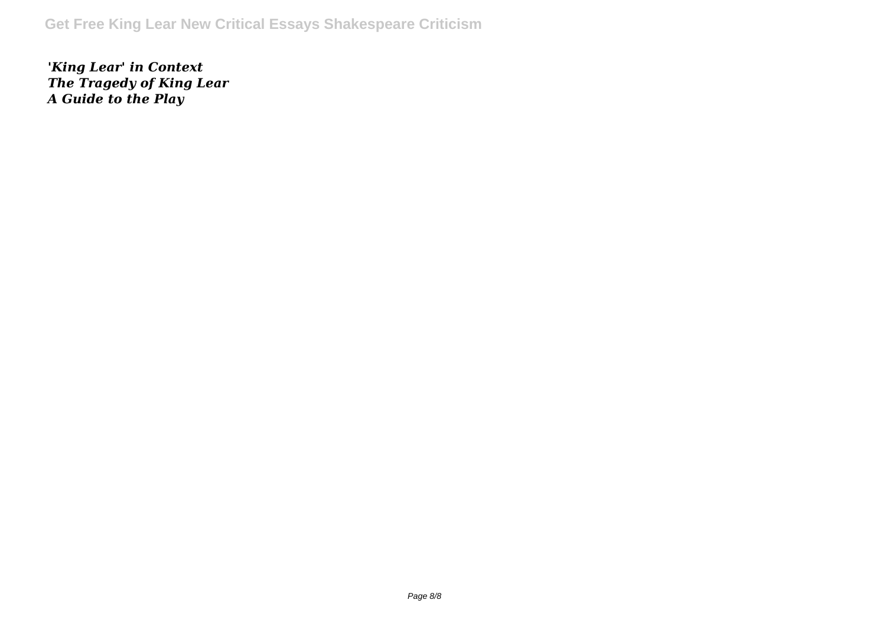***'King Lear' in Context***
***The Tragedy of King Lear***
***A Guide to the Play***